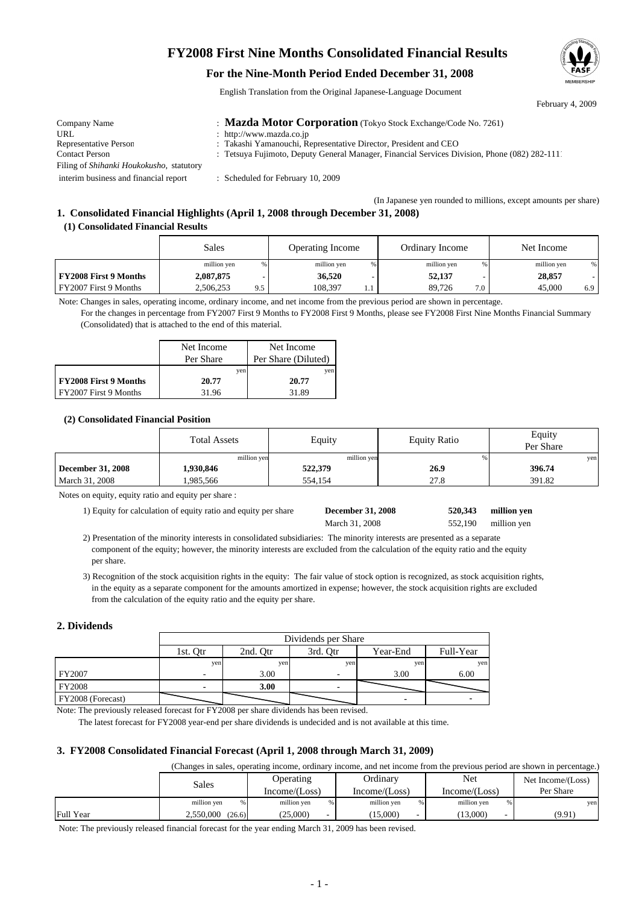# FY2008 First Nine Months Consolidated Financial Results

## For the Nine-Month Period Ended December 31, 2008

English Translation from the Original Japanese-Language Document

February 4, 2009

| | |
|---|---|
| Company Name | : **Mazda Motor Corporation** (Tokyo Stock Exchange/Code No. 7261) |
| URL | : http://www.mazda.co.jp |
| Representative Person | : Takashi Yamanouchi, Representative Director, President and CEO |
| Contact Person | : Tetsuya Fujimoto, Deputy General Manager, Financial Services Division, Phone (082) 282-1111 |
| Filing of *Shihanki Houkokusho,* statutory interim business and financial report | : Scheduled for February 10, 2009 |

(In Japanese yen rounded to millions, except amounts per share)

### 1. Consolidated Financial Highlights (April 1, 2008 through December 31, 2008)

#### (1) Consolidated Financial Results

| | Sales | | Operating Income | | Ordinary Income | | Net Income | |
|---|---|---|---|---|---|---|---|---|
| | million yen | % | million yen | % | million yen | % | million yen | % |
| **FY2008 First 9 Months** | **2,087,875** | **-** | **36,520** | **-** | **52,137** | **-** | **28,857** | **-** |
| FY2007 First 9 Months | 2,506,253 | 9.5 | 108,397 | 1.1 | 89,726 | 7.0 | 45,000 | 6.9 |

Note: Changes in sales, operating income, ordinary income, and net income from the previous period are shown in percentage.
For the changes in percentage from FY2007 First 9 Months to FY2008 First 9 Months, please see FY2008 First Nine Months Financial Summary (Consolidated) that is attached to the end of this material.

| | Net Income Per Share | Net Income Per Share (Diluted) |
|---|---|---|
| | yen | yen |
| **FY2008 First 9 Months** | **20.77** | **20.77** |
| FY2007 First 9 Months | 31.96 | 31.89 |

#### (2) Consolidated Financial Position

| | Total Assets | Equity | Equity Ratio | Equity Per Share |
|---|---|---|---|---|
| | million yen | million yen | % | yen |
| **December 31, 2008** | **1,930,846** | **522,379** | **26.9** | **396.74** |
| March 31, 2008 | 1,985,566 | 554,154 | 27.8 | 391.82 |

Notes on equity, equity ratio and equity per share :

1) Equity for calculation of equity ratio and equity per share — **December 31, 2008: 520,343 million yen**; March 31, 2008: 552,190 million yen

2) Presentation of the minority interests in consolidated subsidiaries: The minority interests are presented as a separate component of the equity; however, the minority interests are excluded from the calculation of the equity ratio and the equity per share.

3) Recognition of the stock acquisition rights in the equity: The fair value of stock option is recognized, as stock acquisition rights, in the equity as a separate component for the amounts amortized in expense; however, the stock acquisition rights are excluded from the calculation of the equity ratio and the equity per share.

### 2. Dividends

| | Dividends per Share | | | | |
|---|---|---|---|---|---|
| | 1st. Qtr | 2nd. Qtr | 3rd. Qtr | Year-End | Full-Year |
| | yen | yen | yen | yen | yen |
| FY2007 | - | 3.00 | - | 3.00 | 6.00 |
| FY2008 | **-** | **3.00** | **-** | | |
| FY2008 (Forecast) | | | | - | - |

Note: The previously released forecast for FY2008 per share dividends has been revised.
The latest forecast for FY2008 year-end per share dividends is undecided and is not available at this time.

### 3. FY2008 Consolidated Financial Forecast (April 1, 2008 through March 31, 2009)

(Changes in sales, operating income, ordinary income, and net income from the previous period are shown in percentage.)

| | Sales | | Operating Income/(Loss) | | Ordinary Income/(Loss) | | Net Income/(Loss) | | Net Income/(Loss) Per Share |
|---|---|---|---|---|---|---|---|---|---|
| | million yen | % | million yen | % | million yen | % | million yen | % | yen |
| Full Year | 2,550,000 | (26.6) | (25,000) | - | (15,000) | - | (13,000) | - | (9.91) |

Note: The previously released financial forecast for the year ending March 31, 2009 has been revised.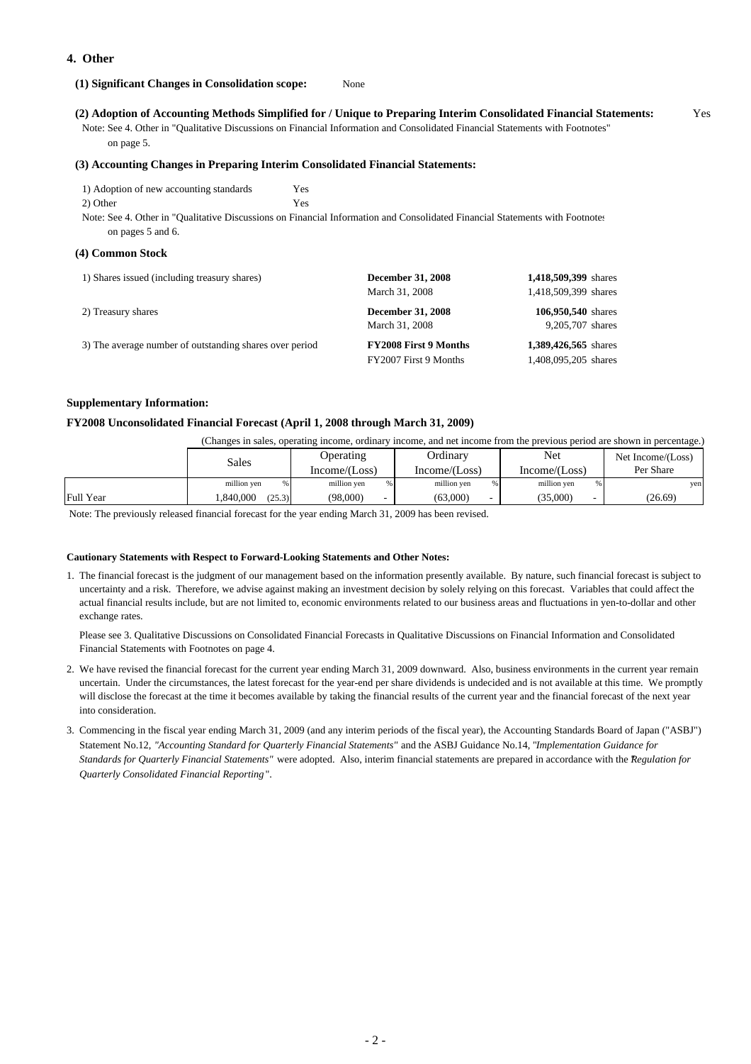## 4. Other

**(1) Significant Changes in Consolidation scope:** None

**(2) Adoption of Accounting Methods Simplified for / Unique to Preparing Interim Consolidated Financial Statements:** Yes

Note: See 4. Other in "Qualitative Discussions on Financial Information and Consolidated Financial Statements with Footnotes" on page 5.

**(3) Accounting Changes in Preparing Interim Consolidated Financial Statements:**

1) Adoption of new accounting standards Yes

2) Other Yes

Note: See 4. Other in "Qualitative Discussions on Financial Information and Consolidated Financial Statements with Footnotes on pages 5 and 6.

**(4) Common Stock**

| | | |
|---|---|---|
| 1) Shares issued (including treasury shares) | **December 31, 2008** | **1,418,509,399** shares |
| | March 31, 2008 | 1,418,509,399 shares |
| 2) Treasury shares | **December 31, 2008** | **106,950,540** shares |
| | March 31, 2008 | 9,205,707 shares |
| 3) The average number of outstanding shares over period | **FY2008 First 9 Months** | **1,389,426,565** shares |
| | FY2007 First 9 Months | 1,408,095,205 shares |

**Supplementary Information:**

**FY2008 Unconsolidated Financial Forecast (April 1, 2008 through March 31, 2009)**

(Changes in sales, operating income, ordinary income, and net income from the previous period are shown in percentage.)

| | Sales | | Operating Income/(Loss) | | Ordinary Income/(Loss) | | Net Income/(Loss) | | Net Income/(Loss) Per Share |
|---|---|---|---|---|---|---|---|---|---|
| | million yen | % | million yen | % | million yen | % | million yen | % | yen |
| Full Year | 1,840,000 | (25.3) | (98,000) | - | (63,000) | - | (35,000) | - | (26.69) |

Note: The previously released financial forecast for the year ending March 31, 2009 has been revised.

**Cautionary Statements with Respect to Forward-Looking Statements and Other Notes:**

1. The financial forecast is the judgment of our management based on the information presently available. By nature, such financial forecast is subject to uncertainty and a risk. Therefore, we advise against making an investment decision by solely relying on this forecast. Variables that could affect the actual financial results include, but are not limited to, economic environments related to our business areas and fluctuations in yen-to-dollar and other exchange rates.

   Please see 3. Qualitative Discussions on Consolidated Financial Forecasts in Qualitative Discussions on Financial Information and Consolidated Financial Statements with Footnotes on page 4.

2. We have revised the financial forecast for the current year ending March 31, 2009 downward. Also, business environments in the current year remain uncertain. Under the circumstances, the latest forecast for the year-end per share dividends is undecided and is not available at this time. We promptly will disclose the forecast at the time it becomes available by taking the financial results of the current year and the financial forecast of the next year into consideration.

3. Commencing in the fiscal year ending March 31, 2009 (and any interim periods of the fiscal year), the Accounting Standards Board of Japan ("ASBJ") Statement No.12, *"Accounting Standard for Quarterly Financial Statements"* and the ASBJ Guidance No.14, *"Implementation Guidance for Standards for Quarterly Financial Statements"* were adopted. Also, interim financial statements are prepared in accordance with the *"Regulation for Quarterly Consolidated Financial Reporting"*.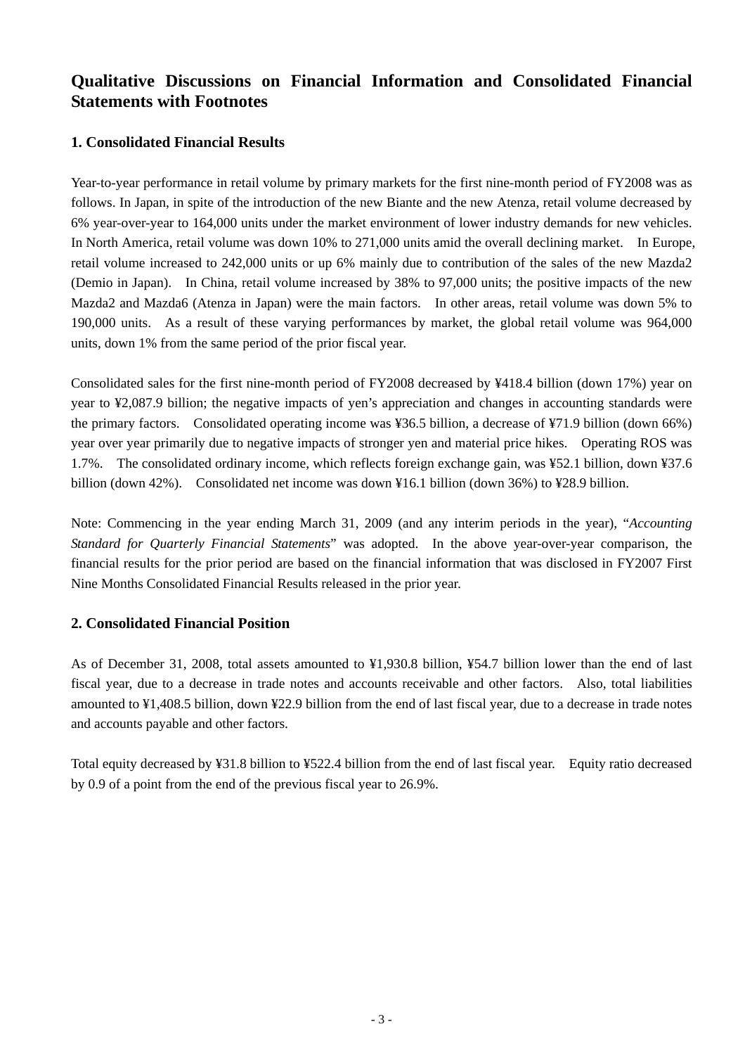# Qualitative Discussions on Financial Information and Consolidated Financial Statements with Footnotes

## 1. Consolidated Financial Results

Year-to-year performance in retail volume by primary markets for the first nine-month period of FY2008 was as follows. In Japan, in spite of the introduction of the new Biante and the new Atenza, retail volume decreased by 6% year-over-year to 164,000 units under the market environment of lower industry demands for new vehicles. In North America, retail volume was down 10% to 271,000 units amid the overall declining market. In Europe, retail volume increased to 242,000 units or up 6% mainly due to contribution of the sales of the new Mazda2 (Demio in Japan). In China, retail volume increased by 38% to 97,000 units; the positive impacts of the new Mazda2 and Mazda6 (Atenza in Japan) were the main factors. In other areas, retail volume was down 5% to 190,000 units. As a result of these varying performances by market, the global retail volume was 964,000 units, down 1% from the same period of the prior fiscal year.

Consolidated sales for the first nine-month period of FY2008 decreased by ¥418.4 billion (down 17%) year on year to ¥2,087.9 billion; the negative impacts of yen's appreciation and changes in accounting standards were the primary factors. Consolidated operating income was ¥36.5 billion, a decrease of ¥71.9 billion (down 66%) year over year primarily due to negative impacts of stronger yen and material price hikes. Operating ROS was 1.7%. The consolidated ordinary income, which reflects foreign exchange gain, was ¥52.1 billion, down ¥37.6 billion (down 42%). Consolidated net income was down ¥16.1 billion (down 36%) to ¥28.9 billion.

Note: Commencing in the year ending March 31, 2009 (and any interim periods in the year), "*Accounting Standard for Quarterly Financial Statements*" was adopted. In the above year-over-year comparison, the financial results for the prior period are based on the financial information that was disclosed in FY2007 First Nine Months Consolidated Financial Results released in the prior year.

## 2. Consolidated Financial Position

As of December 31, 2008, total assets amounted to ¥1,930.8 billion, ¥54.7 billion lower than the end of last fiscal year, due to a decrease in trade notes and accounts receivable and other factors. Also, total liabilities amounted to ¥1,408.5 billion, down ¥22.9 billion from the end of last fiscal year, due to a decrease in trade notes and accounts payable and other factors.

Total equity decreased by ¥31.8 billion to ¥522.4 billion from the end of last fiscal year. Equity ratio decreased by 0.9 of a point from the end of the previous fiscal year to 26.9%.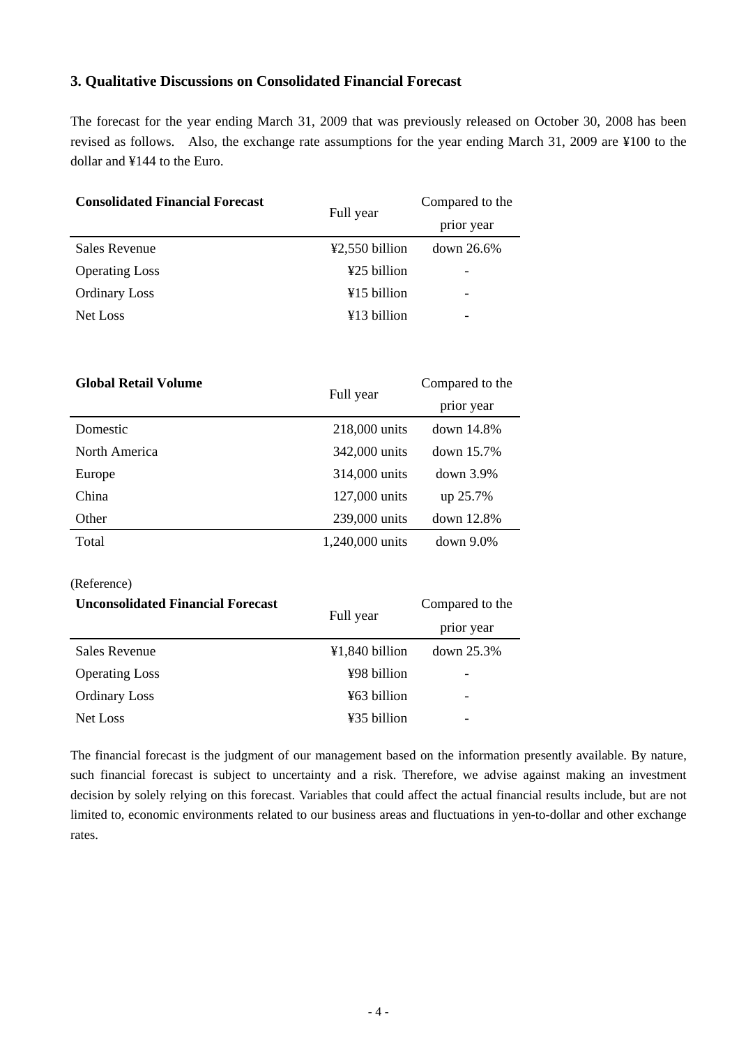## 3. Qualitative Discussions on Consolidated Financial Forecast

The forecast for the year ending March 31, 2009 that was previously released on October 30, 2008 has been revised as follows. Also, the exchange rate assumptions for the year ending March 31, 2009 are ¥100 to the dollar and ¥144 to the Euro.

| **Consolidated Financial Forecast** | Full year | Compared to the prior year |
|---|---|---|
| Sales Revenue | ¥2,550 billion | down 26.6% |
| Operating Loss | ¥25 billion | - |
| Ordinary Loss | ¥15 billion | - |
| Net Loss | ¥13 billion | - |

| **Global Retail Volume** | Full year | Compared to the prior year |
|---|---|---|
| Domestic | 218,000 units | down 14.8% |
| North America | 342,000 units | down 15.7% |
| Europe | 314,000 units | down 3.9% |
| China | 127,000 units | up 25.7% |
| Other | 239,000 units | down 12.8% |
| Total | 1,240,000 units | down 9.0% |

(Reference)

| **Unconsolidated Financial Forecast** | Full year | Compared to the prior year |
|---|---|---|
| Sales Revenue | ¥1,840 billion | down 25.3% |
| Operating Loss | ¥98 billion | - |
| Ordinary Loss | ¥63 billion | - |
| Net Loss | ¥35 billion | - |

The financial forecast is the judgment of our management based on the information presently available. By nature, such financial forecast is subject to uncertainty and a risk. Therefore, we advise against making an investment decision by solely relying on this forecast. Variables that could affect the actual financial results include, but are not limited to, economic environments related to our business areas and fluctuations in yen-to-dollar and other exchange rates.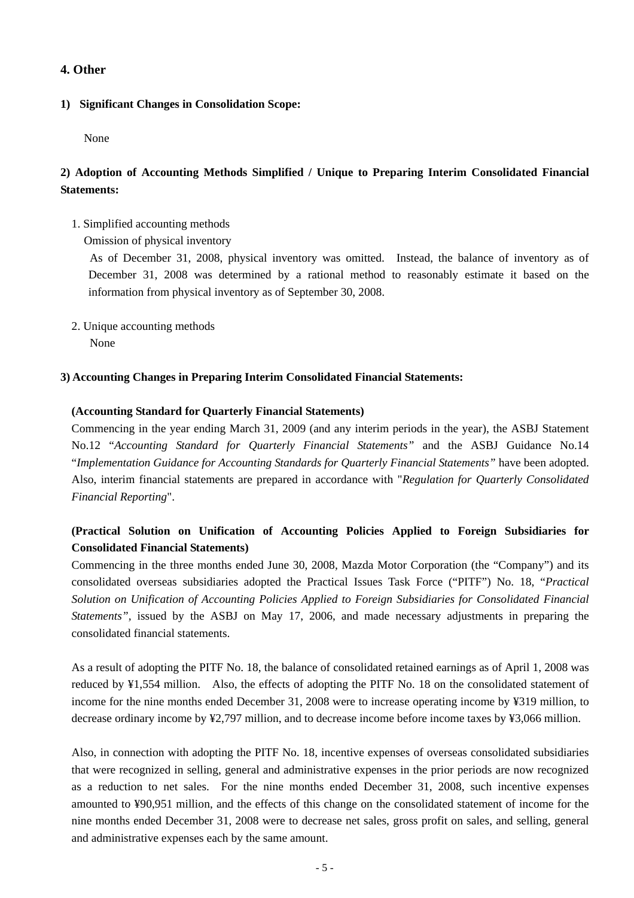## 4. Other

### 1) Significant Changes in Consolidation Scope:

None

### 2) Adoption of Accounting Methods Simplified / Unique to Preparing Interim Consolidated Financial Statements:

1. Simplified accounting methods

   Omission of physical inventory

   As of December 31, 2008, physical inventory was omitted. Instead, the balance of inventory as of December 31, 2008 was determined by a rational method to reasonably estimate it based on the information from physical inventory as of September 30, 2008.

2. Unique accounting methods

   None

### 3) Accounting Changes in Preparing Interim Consolidated Financial Statements:

**(Accounting Standard for Quarterly Financial Statements)**

Commencing in the year ending March 31, 2009 (and any interim periods in the year), the ASBJ Statement No.12 "*Accounting Standard for Quarterly Financial Statements"* and the ASBJ Guidance No.14 "*Implementation Guidance for Accounting Standards for Quarterly Financial Statements"* have been adopted. Also, interim financial statements are prepared in accordance with "*Regulation for Quarterly Consolidated Financial Reporting*".

**(Practical Solution on Unification of Accounting Policies Applied to Foreign Subsidiaries for Consolidated Financial Statements)**

Commencing in the three months ended June 30, 2008, Mazda Motor Corporation (the "Company") and its consolidated overseas subsidiaries adopted the Practical Issues Task Force ("PITF") No. 18, "*Practical Solution on Unification of Accounting Policies Applied to Foreign Subsidiaries for Consolidated Financial Statements",* issued by the ASBJ on May 17, 2006, and made necessary adjustments in preparing the consolidated financial statements.

As a result of adopting the PITF No. 18, the balance of consolidated retained earnings as of April 1, 2008 was reduced by ¥1,554 million. Also, the effects of adopting the PITF No. 18 on the consolidated statement of income for the nine months ended December 31, 2008 were to increase operating income by ¥319 million, to decrease ordinary income by ¥2,797 million, and to decrease income before income taxes by ¥3,066 million.

Also, in connection with adopting the PITF No. 18, incentive expenses of overseas consolidated subsidiaries that were recognized in selling, general and administrative expenses in the prior periods are now recognized as a reduction to net sales. For the nine months ended December 31, 2008, such incentive expenses amounted to ¥90,951 million, and the effects of this change on the consolidated statement of income for the nine months ended December 31, 2008 were to decrease net sales, gross profit on sales, and selling, general and administrative expenses each by the same amount.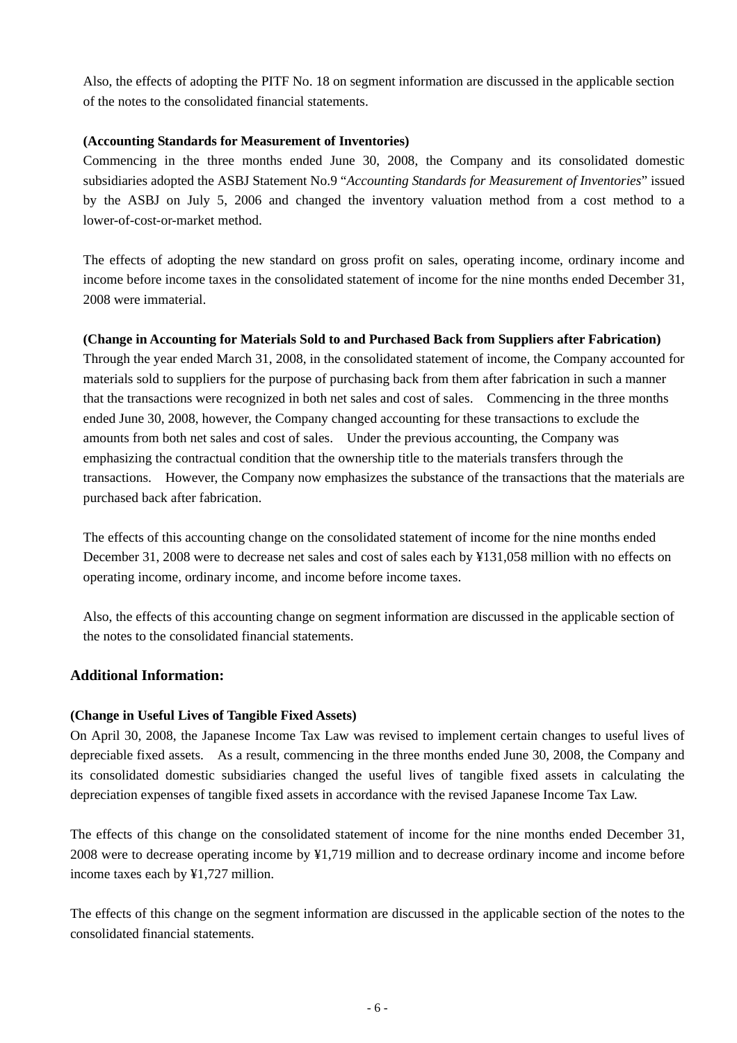Also, the effects of adopting the PITF No. 18 on segment information are discussed in the applicable section of the notes to the consolidated financial statements.

**(Accounting Standards for Measurement of Inventories)**

Commencing in the three months ended June 30, 2008, the Company and its consolidated domestic subsidiaries adopted the ASBJ Statement No.9 "*Accounting Standards for Measurement of Inventories*" issued by the ASBJ on July 5, 2006 and changed the inventory valuation method from a cost method to a lower-of-cost-or-market method.

The effects of adopting the new standard on gross profit on sales, operating income, ordinary income and income before income taxes in the consolidated statement of income for the nine months ended December 31, 2008 were immaterial.

**(Change in Accounting for Materials Sold to and Purchased Back from Suppliers after Fabrication)**

Through the year ended March 31, 2008, in the consolidated statement of income, the Company accounted for materials sold to suppliers for the purpose of purchasing back from them after fabrication in such a manner that the transactions were recognized in both net sales and cost of sales. Commencing in the three months ended June 30, 2008, however, the Company changed accounting for these transactions to exclude the amounts from both net sales and cost of sales. Under the previous accounting, the Company was emphasizing the contractual condition that the ownership title to the materials transfers through the transactions. However, the Company now emphasizes the substance of the transactions that the materials are purchased back after fabrication.

The effects of this accounting change on the consolidated statement of income for the nine months ended December 31, 2008 were to decrease net sales and cost of sales each by ¥131,058 million with no effects on operating income, ordinary income, and income before income taxes.

Also, the effects of this accounting change on segment information are discussed in the applicable section of the notes to the consolidated financial statements.

## Additional Information:

**(Change in Useful Lives of Tangible Fixed Assets)**

On April 30, 2008, the Japanese Income Tax Law was revised to implement certain changes to useful lives of depreciable fixed assets. As a result, commencing in the three months ended June 30, 2008, the Company and its consolidated domestic subsidiaries changed the useful lives of tangible fixed assets in calculating the depreciation expenses of tangible fixed assets in accordance with the revised Japanese Income Tax Law.

The effects of this change on the consolidated statement of income for the nine months ended December 31, 2008 were to decrease operating income by ¥1,719 million and to decrease ordinary income and income before income taxes each by ¥1,727 million.

The effects of this change on the segment information are discussed in the applicable section of the notes to the consolidated financial statements.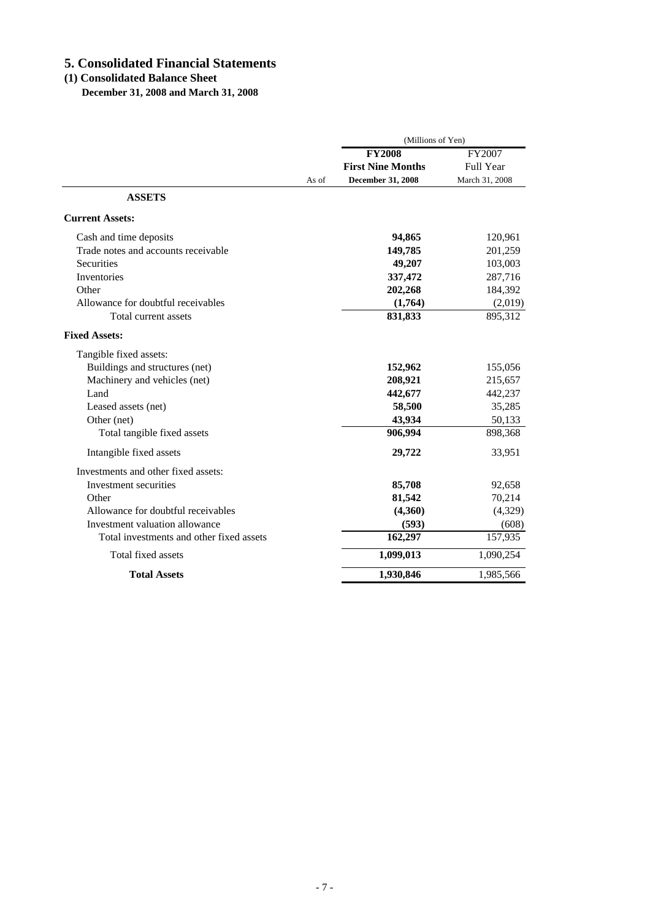# 5. Consolidated Financial Statements

## (1) Consolidated Balance Sheet

**December 31, 2008 and March 31, 2008**

(Millions of Yen)

| | **FY2008** | FY2007 |
|---|---|---|
| | **First Nine Months** | Full Year |
| As of | **December 31, 2008** | March 31, 2008 |
| **ASSETS** | | |
| **Current Assets:** | | |
| Cash and time deposits | **94,865** | 120,961 |
| Trade notes and accounts receivable | **149,785** | 201,259 |
| Securities | **49,207** | 103,003 |
| Inventories | **337,472** | 287,716 |
| Other | **202,268** | 184,392 |
| Allowance for doubtful receivables | **(1,764)** | (2,019) |
| Total current assets | **831,833** | 895,312 |
| **Fixed Assets:** | | |
| Tangible fixed assets: | | |
| Buildings and structures (net) | **152,962** | 155,056 |
| Machinery and vehicles (net) | **208,921** | 215,657 |
| Land | **442,677** | 442,237 |
| Leased assets (net) | **58,500** | 35,285 |
| Other (net) | **43,934** | 50,133 |
| Total tangible fixed assets | **906,994** | 898,368 |
| Intangible fixed assets | **29,722** | 33,951 |
| Investments and other fixed assets: | | |
| Investment securities | **85,708** | 92,658 |
| Other | **81,542** | 70,214 |
| Allowance for doubtful receivables | **(4,360)** | (4,329) |
| Investment valuation allowance | **(593)** | (608) |
| Total investments and other fixed assets | **162,297** | 157,935 |
| Total fixed assets | **1,099,013** | 1,090,254 |
| **Total Assets** | **1,930,846** | 1,985,566 |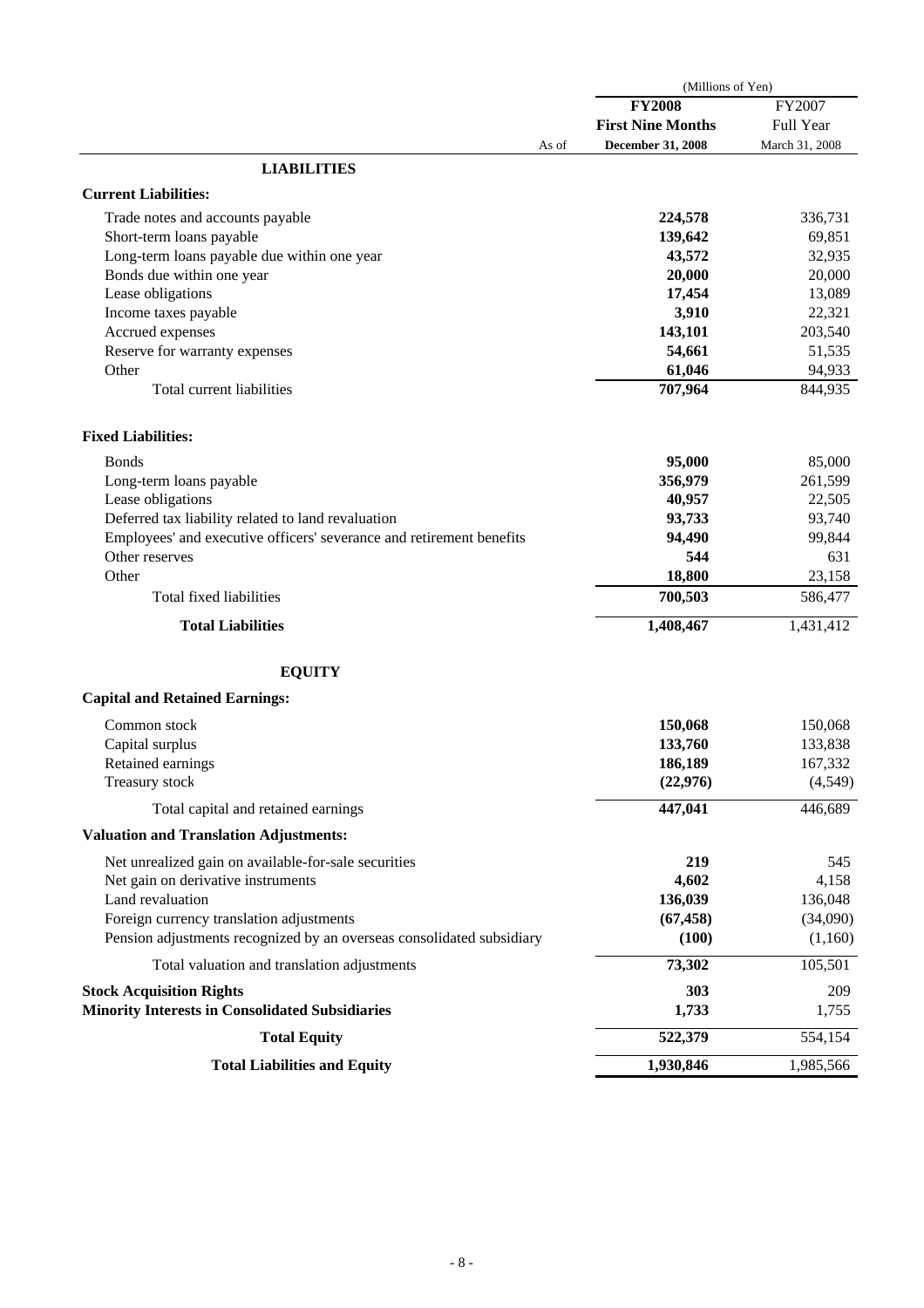| | (Millions of Yen) | |
|---|---|---|
| | **FY2008** | FY2007 |
| | **First Nine Months** | Full Year |
| As of | **December 31, 2008** | March 31, 2008 |
| **LIABILITIES** | | |
| **Current Liabilities:** | | |
| Trade notes and accounts payable | **224,578** | 336,731 |
| Short-term loans payable | **139,642** | 69,851 |
| Long-term loans payable due within one year | **43,572** | 32,935 |
| Bonds due within one year | **20,000** | 20,000 |
| Lease obligations | **17,454** | 13,089 |
| Income taxes payable | **3,910** | 22,321 |
| Accrued expenses | **143,101** | 203,540 |
| Reserve for warranty expenses | **54,661** | 51,535 |
| Other | **61,046** | 94,933 |
| Total current liabilities | **707,964** | 844,935 |
| **Fixed Liabilities:** | | |
| Bonds | **95,000** | 85,000 |
| Long-term loans payable | **356,979** | 261,599 |
| Lease obligations | **40,957** | 22,505 |
| Deferred tax liability related to land revaluation | **93,733** | 93,740 |
| Employees' and executive officers' severance and retirement benefits | **94,490** | 99,844 |
| Other reserves | **544** | 631 |
| Other | **18,800** | 23,158 |
| Total fixed liabilities | **700,503** | 586,477 |
| **Total Liabilities** | **1,408,467** | 1,431,412 |
| **EQUITY** | | |
| **Capital and Retained Earnings:** | | |
| Common stock | **150,068** | 150,068 |
| Capital surplus | **133,760** | 133,838 |
| Retained earnings | **186,189** | 167,332 |
| Treasury stock | **(22,976)** | (4,549) |
| Total capital and retained earnings | **447,041** | 446,689 |
| **Valuation and Translation Adjustments:** | | |
| Net unrealized gain on available-for-sale securities | **219** | 545 |
| Net gain on derivative instruments | **4,602** | 4,158 |
| Land revaluation | **136,039** | 136,048 |
| Foreign currency translation adjustments | **(67,458)** | (34,090) |
| Pension adjustments recognized by an overseas consolidated subsidiary | **(100)** | (1,160) |
| Total valuation and translation adjustments | **73,302** | 105,501 |
| **Stock Acquisition Rights** | **303** | 209 |
| **Minority Interests in Consolidated Subsidiaries** | **1,733** | 1,755 |
| **Total Equity** | **522,379** | 554,154 |
| **Total Liabilities and Equity** | **1,930,846** | 1,985,566 |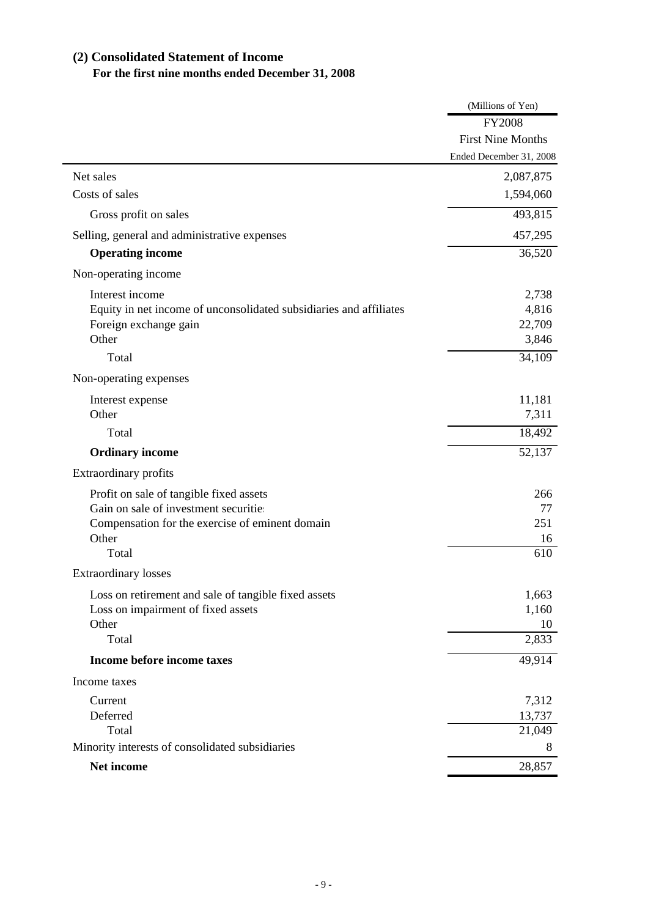## (2) Consolidated Statement of Income

### For the first nine months ended December 31, 2008

| | (Millions of Yen) |
|---|---|
| | FY2008 First Nine Months Ended December 31, 2008 |
| Net sales | 2,087,875 |
| Costs of sales | 1,594,060 |
| Gross profit on sales | 493,815 |
| Selling, general and administrative expenses | 457,295 |
| **Operating income** | 36,520 |
| Non-operating income | |
| Interest income | 2,738 |
| Equity in net income of unconsolidated subsidiaries and affiliates | 4,816 |
| Foreign exchange gain | 22,709 |
| Other | 3,846 |
| Total | 34,109 |
| Non-operating expenses | |
| Interest expense | 11,181 |
| Other | 7,311 |
| Total | 18,492 |
| **Ordinary income** | 52,137 |
| Extraordinary profits | |
| Profit on sale of tangible fixed assets | 266 |
| Gain on sale of investment securities | 77 |
| Compensation for the exercise of eminent domain | 251 |
| Other | 16 |
| Total | 610 |
| Extraordinary losses | |
| Loss on retirement and sale of tangible fixed assets | 1,663 |
| Loss on impairment of fixed assets | 1,160 |
| Other | 10 |
| Total | 2,833 |
| **Income before income taxes** | 49,914 |
| Income taxes | |
| Current | 7,312 |
| Deferred | 13,737 |
| Total | 21,049 |
| Minority interests of consolidated subsidiaries | 8 |
| **Net income** | 28,857 |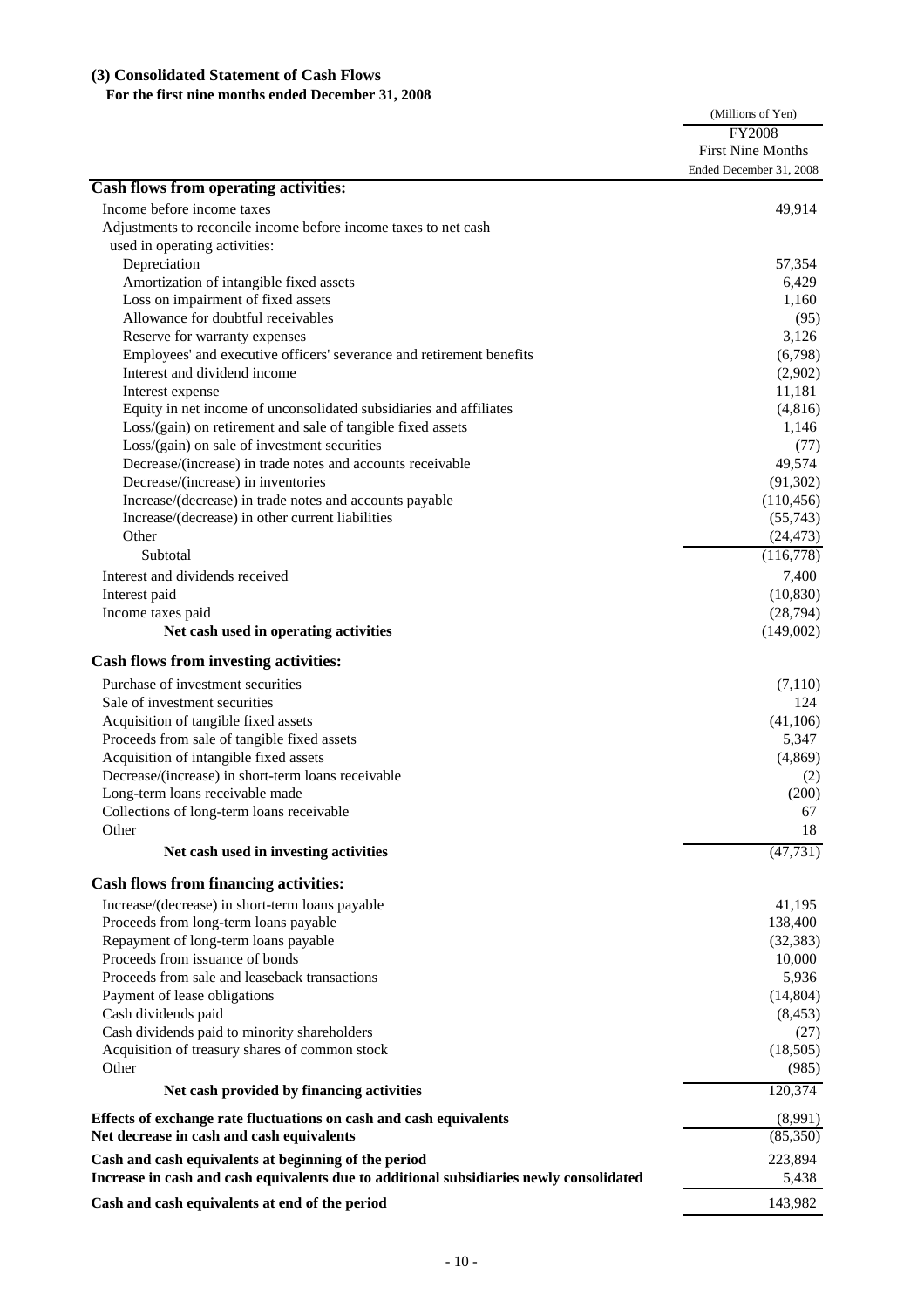### (3) Consolidated Statement of Cash Flows

**For the first nine months ended December 31, 2008**

| | (Millions of Yen) |
|---|---|
| | FY2008 First Nine Months Ended December 31, 2008 |
| **Cash flows from operating activities:** | |
| Income before income taxes | 49,914 |
| Adjustments to reconcile income before income taxes to net cash used in operating activities: | |
| Depreciation | 57,354 |
| Amortization of intangible fixed assets | 6,429 |
| Loss on impairment of fixed assets | 1,160 |
| Allowance for doubtful receivables | (95) |
| Reserve for warranty expenses | 3,126 |
| Employees' and executive officers' severance and retirement benefits | (6,798) |
| Interest and dividend income | (2,902) |
| Interest expense | 11,181 |
| Equity in net income of unconsolidated subsidiaries and affiliates | (4,816) |
| Loss/(gain) on retirement and sale of tangible fixed assets | 1,146 |
| Loss/(gain) on sale of investment securities | (77) |
| Decrease/(increase) in trade notes and accounts receivable | 49,574 |
| Decrease/(increase) in inventories | (91,302) |
| Increase/(decrease) in trade notes and accounts payable | (110,456) |
| Increase/(decrease) in other current liabilities | (55,743) |
| Other | (24,473) |
| Subtotal | (116,778) |
| Interest and dividends received | 7,400 |
| Interest paid | (10,830) |
| Income taxes paid | (28,794) |
| **Net cash used in operating activities** | (149,002) |
| **Cash flows from investing activities:** | |
| Purchase of investment securities | (7,110) |
| Sale of investment securities | 124 |
| Acquisition of tangible fixed assets | (41,106) |
| Proceeds from sale of tangible fixed assets | 5,347 |
| Acquisition of intangible fixed assets | (4,869) |
| Decrease/(increase) in short-term loans receivable | (2) |
| Long-term loans receivable made | (200) |
| Collections of long-term loans receivable | 67 |
| Other | 18 |
| **Net cash used in investing activities** | (47,731) |
| **Cash flows from financing activities:** | |
| Increase/(decrease) in short-term loans payable | 41,195 |
| Proceeds from long-term loans payable | 138,400 |
| Repayment of long-term loans payable | (32,383) |
| Proceeds from issuance of bonds | 10,000 |
| Proceeds from sale and leaseback transactions | 5,936 |
| Payment of lease obligations | (14,804) |
| Cash dividends paid | (8,453) |
| Cash dividends paid to minority shareholders | (27) |
| Acquisition of treasury shares of common stock | (18,505) |
| Other | (985) |
| **Net cash provided by financing activities** | 120,374 |
| **Effects of exchange rate fluctuations on cash and cash equivalents** | (8,991) |
| **Net decrease in cash and cash equivalents** | (85,350) |
| **Cash and cash equivalents at beginning of the period** | 223,894 |
| **Increase in cash and cash equivalents due to additional subsidiaries newly consolidated** | 5,438 |
| **Cash and cash equivalents at end of the period** | 143,982 |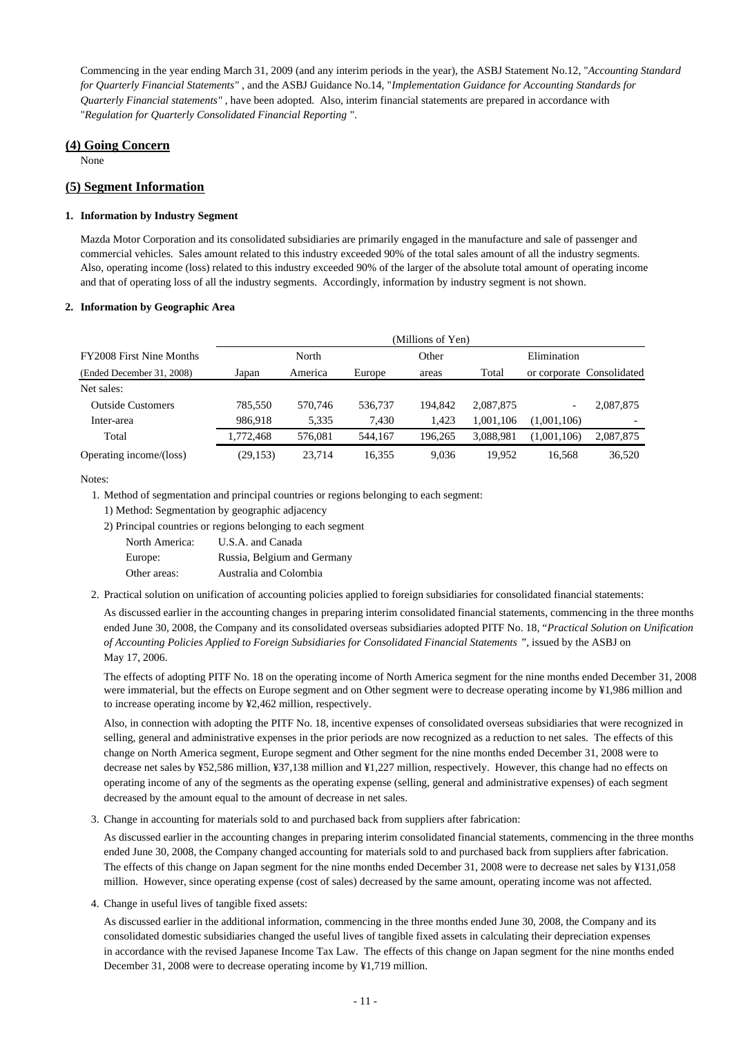Commencing in the year ending March 31, 2009 (and any interim periods in the year), the ASBJ Statement No.12, "*Accounting Standard for Quarterly Financial Statements"* , and the ASBJ Guidance No.14, "*Implementation Guidance for Accounting Standards for Quarterly Financial statements"* , have been adopted. Also, interim financial statements are prepared in accordance with "*Regulation for Quarterly Consolidated Financial Reporting* ".

## (4) Going Concern

None

## (5) Segment Information

#### 1. Information by Industry Segment

Mazda Motor Corporation and its consolidated subsidiaries are primarily engaged in the manufacture and sale of passenger and commercial vehicles. Sales amount related to this industry exceeded 90% of the total sales amount of all the industry segments. Also, operating income (loss) related to this industry exceeded 90% of the larger of the absolute total amount of operating income and that of operating loss of all the industry segments. Accordingly, information by industry segment is not shown.

#### 2. Information by Geographic Area

| FY2008 First Nine Months (Ended December 31, 2008) | Japan | North America | Europe | Other areas | Total | Elimination or corporate | Consolidated |
|---|---|---|---|---|---|---|---|
| | (Millions of Yen) | | | | | | |
| Net sales: | | | | | | | |
| Outside Customers | 785,550 | 570,746 | 536,737 | 194,842 | 2,087,875 | - | 2,087,875 |
| Inter-area | 986,918 | 5,335 | 7,430 | 1,423 | 1,001,106 | (1,001,106) | - |
| Total | 1,772,468 | 576,081 | 544,167 | 196,265 | 3,088,981 | (1,001,106) | 2,087,875 |
| Operating income/(loss) | (29,153) | 23,714 | 16,355 | 9,036 | 19,952 | 16,568 | 36,520 |

Notes:

1. Method of segmentation and principal countries or regions belonging to each segment:
   1) Method: Segmentation by geographic adjacency
   2) Principal countries or regions belonging to each segment

   | | |
   |---|---|
   | North America: | U.S.A. and Canada |
   | Europe: | Russia, Belgium and Germany |
   | Other areas: | Australia and Colombia |

2. Practical solution on unification of accounting policies applied to foreign subsidiaries for consolidated financial statements:

   As discussed earlier in the accounting changes in preparing interim consolidated financial statements, commencing in the three months ended June 30, 2008, the Company and its consolidated overseas subsidiaries adopted PITF No. 18, "*Practical Solution on Unification of Accounting Policies Applied to Foreign Subsidiaries for Consolidated Financial Statements* ", issued by the ASBJ on May 17, 2006.

   The effects of adopting PITF No. 18 on the operating income of North America segment for the nine months ended December 31, 2008 were immaterial, but the effects on Europe segment and on Other segment were to decrease operating income by ¥1,986 million and to increase operating income by ¥2,462 million, respectively.

   Also, in connection with adopting the PITF No. 18, incentive expenses of consolidated overseas subsidiaries that were recognized in selling, general and administrative expenses in the prior periods are now recognized as a reduction to net sales. The effects of this change on North America segment, Europe segment and Other segment for the nine months ended December 31, 2008 were to decrease net sales by ¥52,586 million, ¥37,138 million and ¥1,227 million, respectively. However, this change had no effects on operating income of any of the segments as the operating expense (selling, general and administrative expenses) of each segment decreased by the amount equal to the amount of decrease in net sales.

3. Change in accounting for materials sold to and purchased back from suppliers after fabrication:

   As discussed earlier in the accounting changes in preparing interim consolidated financial statements, commencing in the three months ended June 30, 2008, the Company changed accounting for materials sold to and purchased back from suppliers after fabrication. The effects of this change on Japan segment for the nine months ended December 31, 2008 were to decrease net sales by ¥131,058 million. However, since operating expense (cost of sales) decreased by the same amount, operating income was not affected.

4. Change in useful lives of tangible fixed assets:

   As discussed earlier in the additional information, commencing in the three months ended June 30, 2008, the Company and its consolidated domestic subsidiaries changed the useful lives of tangible fixed assets in calculating their depreciation expenses in accordance with the revised Japanese Income Tax Law. The effects of this change on Japan segment for the nine months ended December 31, 2008 were to decrease operating income by ¥1,719 million.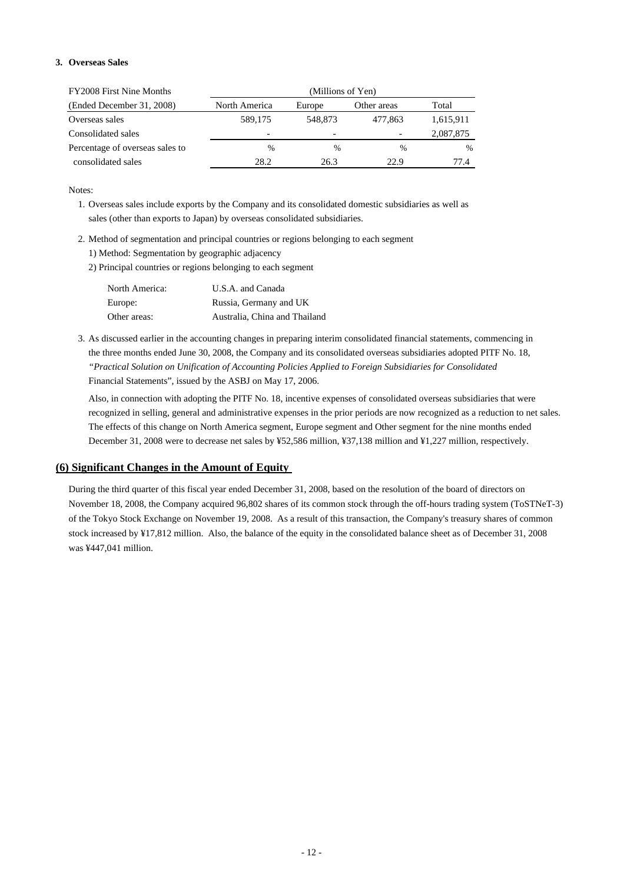### 3. Overseas Sales

| FY2008 First Nine Months | (Millions of Yen) | | | |
|---|---|---|---|---|
| (Ended December 31, 2008) | North America | Europe | Other areas | Total |
| Overseas sales | 589,175 | 548,873 | 477,863 | 1,615,911 |
| Consolidated sales | - | - | - | 2,087,875 |
| Percentage of overseas sales to consolidated sales | % 28.2 | % 26.3 | % 22.9 | % 77.4 |

Notes:

1. Overseas sales include exports by the Company and its consolidated domestic subsidiaries as well as sales (other than exports to Japan) by overseas consolidated subsidiaries.

2. Method of segmentation and principal countries or regions belonging to each segment
   1) Method: Segmentation by geographic adjacency
   2) Principal countries or regions belonging to each segment

| | |
|---|---|
| North America: | U.S.A. and Canada |
| Europe: | Russia, Germany and UK |
| Other areas: | Australia, China and Thailand |

3. As discussed earlier in the accounting changes in preparing interim consolidated financial statements, commencing in the three months ended June 30, 2008, the Company and its consolidated overseas subsidiaries adopted PITF No. 18, *"Practical Solution on Unification of Accounting Policies Applied to Foreign Subsidiaries for Consolidated* Financial Statements", issued by the ASBJ on May 17, 2006.

   Also, in connection with adopting the PITF No. 18, incentive expenses of consolidated overseas subsidiaries that were recognized in selling, general and administrative expenses in the prior periods are now recognized as a reduction to net sales. The effects of this change on North America segment, Europe segment and Other segment for the nine months ended December 31, 2008 were to decrease net sales by ¥52,586 million, ¥37,138 million and ¥1,227 million, respectively.

## (6) Significant Changes in the Amount of Equity

During the third quarter of this fiscal year ended December 31, 2008, based on the resolution of the board of directors on November 18, 2008, the Company acquired 96,802 shares of its common stock through the off-hours trading system (ToSTNeT-3) of the Tokyo Stock Exchange on November 19, 2008. As a result of this transaction, the Company's treasury shares of common stock increased by ¥17,812 million. Also, the balance of the equity in the consolidated balance sheet as of December 31, 2008 was ¥447,041 million.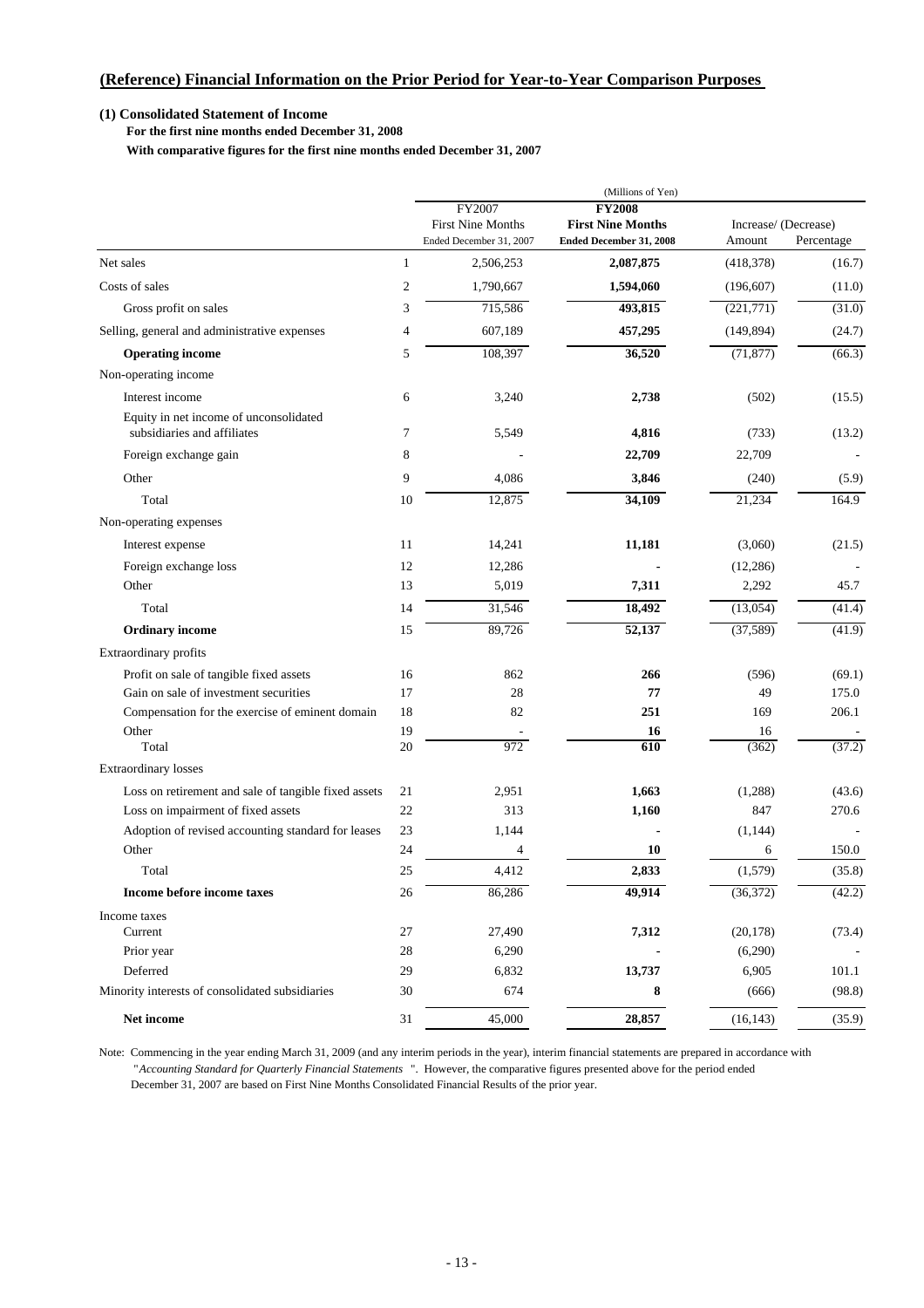## (Reference) Financial Information on the Prior Period for Year-to-Year Comparison Purposes

### (1) Consolidated Statement of Income

**For the first nine months ended December 31, 2008**

**With comparative figures for the first nine months ended December 31, 2007**

(Millions of Yen)

| | | FY2007 First Nine Months Ended December 31, 2007 | **FY2008 First Nine Months Ended December 31, 2008** | Increase/ (Decrease) Amount | Percentage |
|---|---|---|---|---|---|
| Net sales | 1 | 2,506,253 | **2,087,875** | (418,378) | (16.7) |
| Costs of sales | 2 | 1,790,667 | **1,594,060** | (196,607) | (11.0) |
| Gross profit on sales | 3 | 715,586 | **493,815** | (221,771) | (31.0) |
| Selling, general and administrative expenses | 4 | 607,189 | **457,295** | (149,894) | (24.7) |
| **Operating income** | 5 | 108,397 | **36,520** | (71,877) | (66.3) |
| Non-operating income | | | | | |
| Interest income | 6 | 3,240 | **2,738** | (502) | (15.5) |
| Equity in net income of unconsolidated subsidiaries and affiliates | 7 | 5,549 | **4,816** | (733) | (13.2) |
| Foreign exchange gain | 8 | - | **22,709** | 22,709 | - |
| Other | 9 | 4,086 | **3,846** | (240) | (5.9) |
| Total | 10 | 12,875 | **34,109** | 21,234 | 164.9 |
| Non-operating expenses | | | | | |
| Interest expense | 11 | 14,241 | **11,181** | (3,060) | (21.5) |
| Foreign exchange loss | 12 | 12,286 | **-** | (12,286) | - |
| Other | 13 | 5,019 | **7,311** | 2,292 | 45.7 |
| Total | 14 | 31,546 | **18,492** | (13,054) | (41.4) |
| **Ordinary income** | 15 | 89,726 | **52,137** | (37,589) | (41.9) |
| Extraordinary profits | | | | | |
| Profit on sale of tangible fixed assets | 16 | 862 | **266** | (596) | (69.1) |
| Gain on sale of investment securities | 17 | 28 | **77** | 49 | 175.0 |
| Compensation for the exercise of eminent domain | 18 | 82 | **251** | 169 | 206.1 |
| Other | 19 | - | **16** | 16 | - |
| Total | 20 | 972 | **610** | (362) | (37.2) |
| Extraordinary losses | | | | | |
| Loss on retirement and sale of tangible fixed assets | 21 | 2,951 | **1,663** | (1,288) | (43.6) |
| Loss on impairment of fixed assets | 22 | 313 | **1,160** | 847 | 270.6 |
| Adoption of revised accounting standard for leases | 23 | 1,144 | **-** | (1,144) | - |
| Other | 24 | 4 | **10** | 6 | 150.0 |
| Total | 25 | 4,412 | **2,833** | (1,579) | (35.8) |
| **Income before income taxes** | 26 | 86,286 | **49,914** | (36,372) | (42.2) |
| Income taxes | | | | | |
| Current | 27 | 27,490 | **7,312** | (20,178) | (73.4) |
| Prior year | 28 | 6,290 | **-** | (6,290) | - |
| Deferred | 29 | 6,832 | **13,737** | 6,905 | 101.1 |
| Minority interests of consolidated subsidiaries | 30 | 674 | **8** | (666) | (98.8) |
| **Net income** | 31 | 45,000 | **28,857** | (16,143) | (35.9) |

Note: Commencing in the year ending March 31, 2009 (and any interim periods in the year), interim financial statements are prepared in accordance with "*Accounting Standard for Quarterly Financial Statements* ". However, the comparative figures presented above for the period ended December 31, 2007 are based on First Nine Months Consolidated Financial Results of the prior year.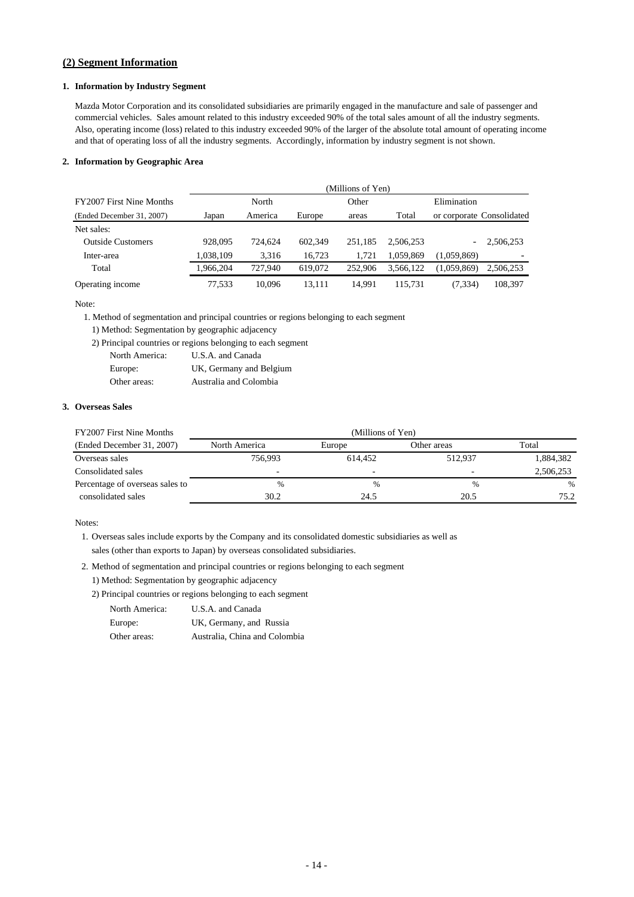## (2) Segment Information

### 1. Information by Industry Segment

Mazda Motor Corporation and its consolidated subsidiaries are primarily engaged in the manufacture and sale of passenger and commercial vehicles. Sales amount related to this industry exceeded 90% of the total sales amount of all the industry segments. Also, operating income (loss) related to this industry exceeded 90% of the larger of the absolute total amount of operating income and that of operating loss of all the industry segments. Accordingly, information by industry segment is not shown.

### 2. Information by Geographic Area

| FY2007 First Nine Months (Ended December 31, 2007) | (Millions of Yen) Japan | North America | Europe | Other areas | Total | Elimination or corporate | Consolidated |
|---|---|---|---|---|---|---|---|
| Net sales: | | | | | | | |
| Outside Customers | 928,095 | 724,624 | 602,349 | 251,185 | 2,506,253 | - | 2,506,253 |
| Inter-area | 1,038,109 | 3,316 | 16,723 | 1,721 | 1,059,869 | (1,059,869) | - |
| Total | 1,966,204 | 727,940 | 619,072 | 252,906 | 3,566,122 | (1,059,869) | 2,506,253 |
| Operating income | 77,533 | 10,096 | 13,111 | 14,991 | 115,731 | (7,334) | 108,397 |

Note:

1. Method of segmentation and principal countries or regions belonging to each segment
   1) Method: Segmentation by geographic adjacency
   2) Principal countries or regions belonging to each segment

      North America: U.S.A. and Canada

      Europe: UK, Germany and Belgium

      Other areas: Australia and Colombia

### 3. Overseas Sales

| FY2007 First Nine Months (Ended December 31, 2007) | (Millions of Yen) North America | Europe | Other areas | Total |
|---|---|---|---|---|
| Overseas sales | 756,993 | 614,452 | 512,937 | 1,884,382 |
| Consolidated sales | - | - | - | 2,506,253 |
| Percentage of overseas sales to consolidated sales | % 30.2 | % 24.5 | % 20.5 | % 75.2 |

Notes:

1. Overseas sales include exports by the Company and its consolidated domestic subsidiaries as well as sales (other than exports to Japan) by overseas consolidated subsidiaries.
2. Method of segmentation and principal countries or regions belonging to each segment
   1) Method: Segmentation by geographic adjacency
   2) Principal countries or regions belonging to each segment

      North America: U.S.A. and Canada

      Europe: UK, Germany, and Russia

      Other areas: Australia, China and Colombia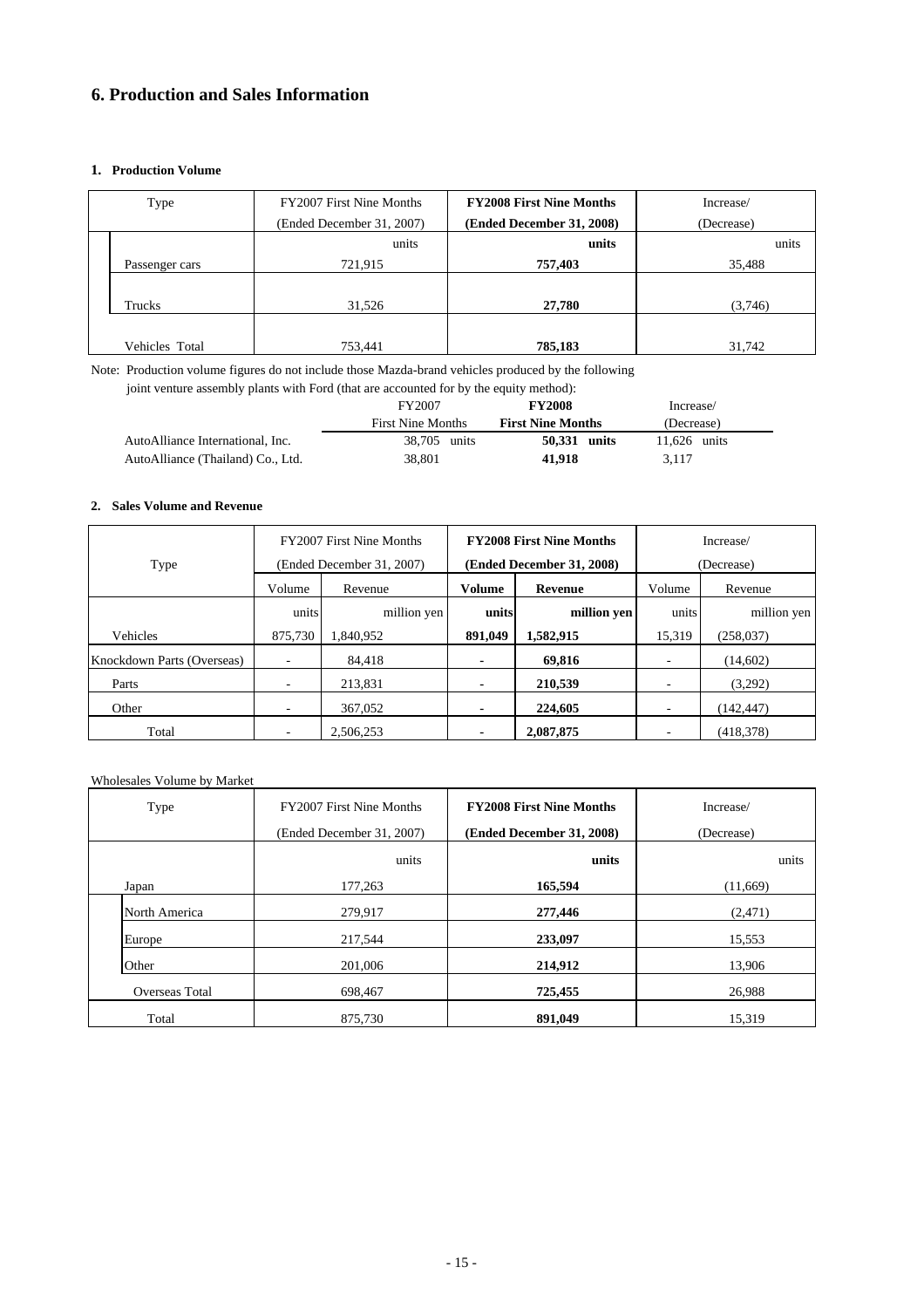## 6. Production and Sales Information

### 1. Production Volume

| Type | FY2007 First Nine Months (Ended December 31, 2007) | **FY2008 First Nine Months (Ended December 31, 2008)** | Increase/ (Decrease) |
|---|---|---|---|
| | units | **units** | units |
| Passenger cars | 721,915 | **757,403** | 35,488 |
| Trucks | 31,526 | **27,780** | (3,746) |
| Vehicles Total | 753,441 | **785,183** | 31,742 |

Note: Production volume figures do not include those Mazda-brand vehicles produced by the following joint venture assembly plants with Ford (that are accounted for by the equity method):

| | FY2007 First Nine Months | **FY2008 First Nine Months** | Increase/ (Decrease) |
|---|---|---|---|
| AutoAlliance International, Inc. | 38,705 units | **50,331 units** | 11,626 units |
| AutoAlliance (Thailand) Co., Ltd. | 38,801 | **41,918** | 3,117 |

### 2. Sales Volume and Revenue

| Type | FY2007 First Nine Months (Ended December 31, 2007) | | **FY2008 First Nine Months (Ended December 31, 2008)** | | Increase/ (Decrease) | |
|---|---|---|---|---|---|---|
| | Volume | Revenue | **Volume** | **Revenue** | Volume | Revenue |
| | units | million yen | **units** | **million yen** | units | million yen |
| Vehicles | 875,730 | 1,840,952 | **891,049** | **1,582,915** | 15,319 | (258,037) |
| Knockdown Parts (Overseas) | - | 84,418 | **-** | **69,816** | - | (14,602) |
| Parts | - | 213,831 | **-** | **210,539** | - | (3,292) |
| Other | - | 367,052 | **-** | **224,605** | - | (142,447) |
| Total | - | 2,506,253 | **-** | **2,087,875** | - | (418,378) |

Wholesales Volume by Market

| Type | FY2007 First Nine Months (Ended December 31, 2007) | **FY2008 First Nine Months (Ended December 31, 2008)** | Increase/ (Decrease) |
|---|---|---|---|
| | units | **units** | units |
| Japan | 177,263 | **165,594** | (11,669) |
| North America | 279,917 | **277,446** | (2,471) |
| Europe | 217,544 | **233,097** | 15,553 |
| Other | 201,006 | **214,912** | 13,906 |
| Overseas Total | 698,467 | **725,455** | 26,988 |
| Total | 875,730 | **891,049** | 15,319 |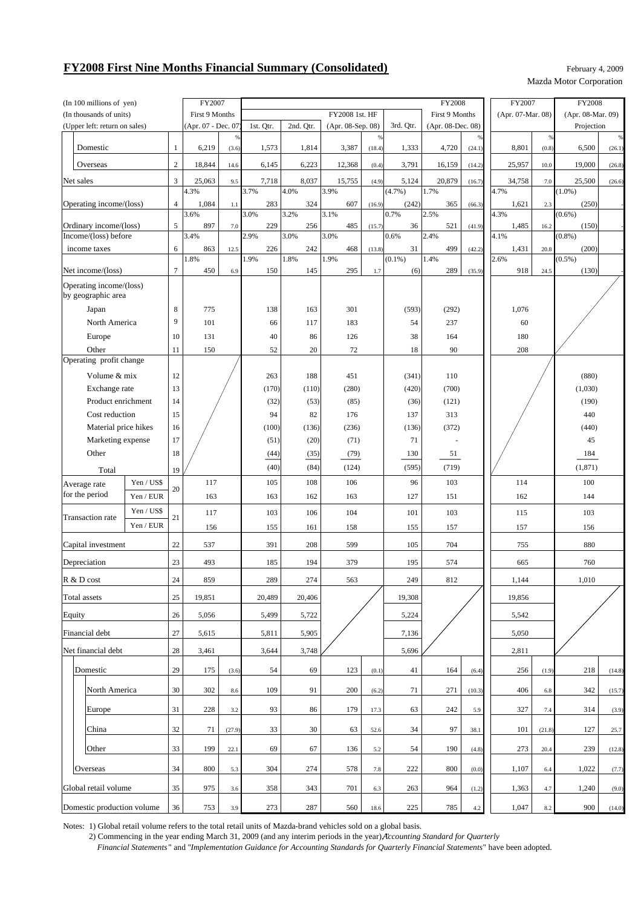# FY2008 First Nine Months Financial Summary (Consolidated)

February 4, 2009

Mazda Motor Corporation

| (In 100 millions of yen) (In thousands of units) (Upper left: return on sales) | | | FY2007 First Nine Months (Apr. 07 - Dec. 07) | % | 1st. Qtr. | 2nd. Qtr. | FY2008 1st. HF (Apr. 08-Sep. 08) | % | 3rd. Qtr. | FY2008 First 9 Months (Apr. 08-Dec. 08) | % | FY2007 (Apr. 07-Mar. 08) | % | FY2008 (Apr. 08-Mar. 09) Projection | % |
|---|---|---|---|---|---|---|---|---|---|---|---|---|---|---|---|
| Domestic | | 1 | 6,219 | (3.6) | 1,573 | 1,814 | 3,387 | (18.4) | 1,333 | 4,720 | (24.1) | 8,801 | (0.8) | 6,500 | (26.1) |
| Overseas | | 2 | 18,844 | 14.6 | 6,145 | 6,223 | 12,368 | (0.4) | 3,791 | 16,159 | (14.2) | 25,957 | 10.0 | 19,000 | (26.8) |
| Net sales | | 3 | 25,063 | 9.5 | 7,718 | 8,037 | 15,755 | (4.9) | 5,124 | 20,879 | (16.7) | 34,758 | 7.0 | 25,500 | (26.6) |
| Operating income/(loss) | | 4 | 4.3% 1,084 | 1.1 | 3.7% 283 | 4.0% 324 | 3.9% 607 | (16.9) | (4.7%) (242) | 1.7% 365 | (66.3) | 4.7% 1,621 | 2.3 | (1.0%) (250) | - |
| Ordinary income/(loss) | | 5 | 3.6% 897 | 7.0 | 3.0% 229 | 3.2% 256 | 3.1% 485 | (15.7) | 0.7% 36 | 2.5% 521 | (41.9) | 4.3% 1,485 | 16.2 | (0.6%) (150) | - |
| Income/(loss) before income taxes | | 6 | 3.4% 863 | 12.5 | 2.9% 226 | 3.0% 242 | 3.0% 468 | (13.8) | 0.6% 31 | 2.4% 499 | (42.2) | 4.1% 1,431 | 20.8 | (0.8%) (200) | - |
| Net income/(loss) | | 7 | 1.8% 450 | 6.9 | 1.9% 150 | 1.8% 145 | 1.9% 295 | 1.7 | (0.1%) (6) | 1.4% 289 | (35.9) | 2.6% 918 | 24.5 | (0.5%) (130) | - |
| Operating income/(loss) by geographic area | | | | | | | | | | | | | | | |
| Japan | | 8 | 775 | | 138 | 163 | 301 | | (593) | (292) | | 1,076 | | | |
| North America | | 9 | 101 | | 66 | 117 | 183 | | 54 | 237 | | 60 | | | |
| Europe | | 10 | 131 | | 40 | 86 | 126 | | 38 | 164 | | 180 | | | |
| Other | | 11 | 150 | | 52 | 20 | 72 | | 18 | 90 | | 208 | | | |
| Operating profit change | | | | | | | | | | | | | | | |
| Volume & mix | | 12 | | | 263 | 188 | 451 | | (341) | 110 | | | | (880) | |
| Exchange rate | | 13 | | | (170) | (110) | (280) | | (420) | (700) | | | | (1,030) | |
| Product enrichment | | 14 | | | (32) | (53) | (85) | | (36) | (121) | | | | (190) | |
| Cost reduction | | 15 | | | 94 | 82 | 176 | | 137 | 313 | | | | 440 | |
| Material price hikes | | 16 | | | (100) | (136) | (236) | | (136) | (372) | | | | (440) | |
| Marketing expense | | 17 | | | (51) | (20) | (71) | | 71 | - | | | | 45 | |
| Other | | 18 | | | (44) | (35) | (79) | | 130 | 51 | | | | 184 | |
| Total | | 19 | | | (40) | (84) | (124) | | (595) | (719) | | | | (1,871) | |
| Average rate for the period | Yen / US$ | 20 | 117 | | 105 | 108 | 106 | | 96 | 103 | | 114 | | 100 | |
| | Yen / EUR | | 163 | | 163 | 162 | 163 | | 127 | 151 | | 162 | | 144 | |
| Transaction rate | Yen / US$ | 21 | 117 | | 103 | 106 | 104 | | 101 | 103 | | 115 | | 103 | |
| | Yen / EUR | | 156 | | 155 | 161 | 158 | | 155 | 157 | | 157 | | 156 | |
| Capital investment | | 22 | 537 | | 391 | 208 | 599 | | 105 | 704 | | 755 | | 880 | |
| Depreciation | | 23 | 493 | | 185 | 194 | 379 | | 195 | 574 | | 665 | | 760 | |
| R & D cost | | 24 | 859 | | 289 | 274 | 563 | | 249 | 812 | | 1,144 | | 1,010 | |
| Total assets | | 25 | 19,851 | | 20,489 | 20,406 | | | 19,308 | | | 19,856 | | | |
| Equity | | 26 | 5,056 | | 5,499 | 5,722 | | | 5,224 | | | 5,542 | | | |
| Financial debt | | 27 | 5,615 | | 5,811 | 5,905 | | | 7,136 | | | 5,050 | | | |
| Net financial debt | | 28 | 3,461 | | 3,644 | 3,748 | | | 5,696 | | | 2,811 | | | |
| Domestic | | 29 | 175 | (3.6) | 54 | 69 | 123 | (0.1) | 41 | 164 | (6.4) | 256 | (1.9) | 218 | (14.8) |
| North America | | 30 | 302 | 8.6 | 109 | 91 | 200 | (6.2) | 71 | 271 | (10.3) | 406 | 6.8 | 342 | (15.7) |
| Europe | | 31 | 228 | 3.2 | 93 | 86 | 179 | 17.3 | 63 | 242 | 5.9 | 327 | 7.4 | 314 | (3.9) |
| China | | 32 | 71 | (27.9) | 33 | 30 | 63 | 52.6 | 34 | 97 | 38.1 | 101 | (21.8) | 127 | 25.7 |
| Other | | 33 | 199 | 22.1 | 69 | 67 | 136 | 5.2 | 54 | 190 | (4.8) | 273 | 20.4 | 239 | (12.8) |
| Overseas | | 34 | 800 | 5.3 | 304 | 274 | 578 | 7.8 | 222 | 800 | (0.0) | 1,107 | 6.4 | 1,022 | (7.7) |
| Global retail volume | | 35 | 975 | 3.6 | 358 | 343 | 701 | 6.3 | 263 | 964 | (1.2) | 1,363 | 4.7 | 1,240 | (9.0) |
| Domestic production volume | | 36 | 753 | 3.9 | 273 | 287 | 560 | 18.6 | 225 | 785 | 4.2 | 1,047 | 8.2 | 900 | (14.0) |

Notes: 1) Global retail volume refers to the total retail units of Mazda-brand vehicles sold on a global basis.

2) Commencing in the year ending March 31, 2009 (and any interim periods in the year), "*Accounting Standard for Quarterly Financial Statements*" and "*Implementation Guidance for Accounting Standards for Quarterly Financial Statements*" have been adopted.